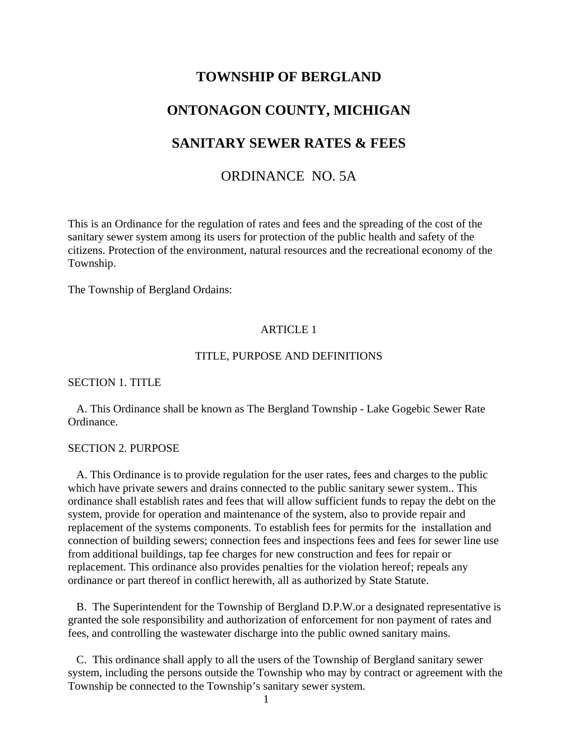# TOWNSHIP OF BERGLAND

# ONTONAGON COUNTY, MICHIGAN

# SANITARY SEWER RATES & FEES

## ORDINANCE NO. 5A

This is an Ordinance for the regulation of rates and fees and the spreading of the cost of the sanitary sewer system among its users for protection of the public health and safety of the citizens. Protection of the environment, natural resources and the recreational economy of the Township.

The Township of Bergland Ordains:

## ARTICLE 1

## TITLE, PURPOSE AND DEFINITIONS

### SECTION 1. TITLE

A. This Ordinance shall be known as The Bergland Township - Lake Gogebic Sewer Rate Ordinance.

### SECTION 2. PURPOSE

A. This Ordinance is to provide regulation for the user rates, fees and charges to the public which have private sewers and drains connected to the public sanitary sewer system.. This ordinance shall establish rates and fees that will allow sufficient funds to repay the debt on the system, provide for operation and maintenance of the system, also to provide repair and replacement of the systems components. To establish fees for permits for the installation and connection of building sewers; connection fees and inspections fees and fees for sewer line use from additional buildings, tap fee charges for new construction and fees for repair or replacement. This ordinance also provides penalties for the violation hereof; repeals any ordinance or part thereof in conflict herewith, all as authorized by State Statute.

B. The Superintendent for the Township of Bergland D.P.W.or a designated representative is granted the sole responsibility and authorization of enforcement for non payment of rates and fees, and controlling the wastewater discharge into the public owned sanitary mains.

C. This ordinance shall apply to all the users of the Township of Bergland sanitary sewer system, including the persons outside the Township who may by contract or agreement with the Township be connected to the Township's sanitary sewer system.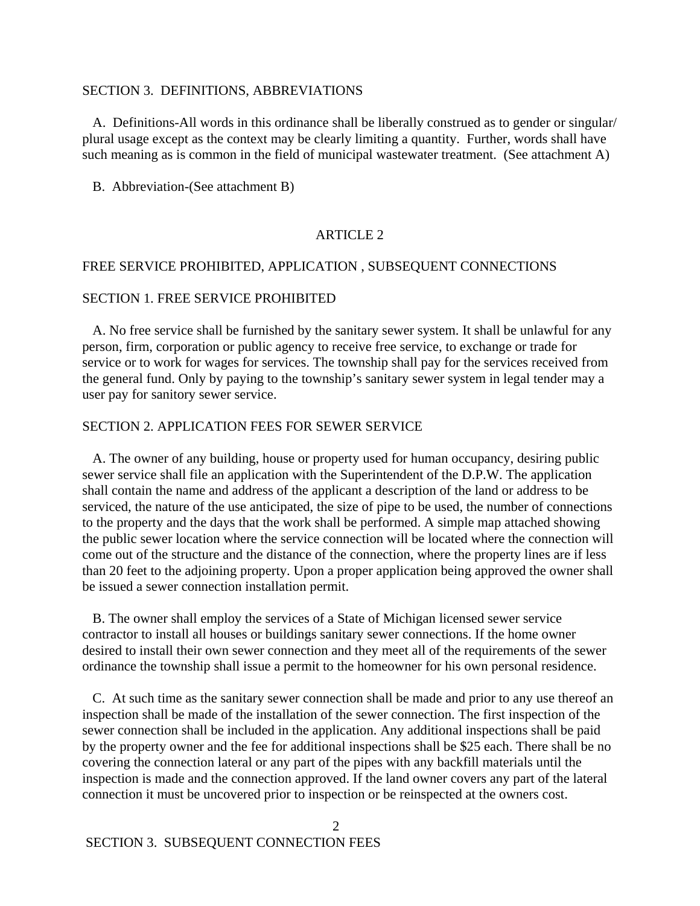SECTION 3. DEFINITIONS, ABBREVIATIONS

A. Definitions-All words in this ordinance shall be liberally construed as to gender or singular/ plural usage except as the context may be clearly limiting a quantity. Further, words shall have such meaning as is common in the field of municipal wastewater treatment. (See attachment A)

B. Abbreviation-(See attachment B)

ARTICLE 2

FREE SERVICE PROHIBITED, APPLICATION , SUBSEQUENT CONNECTIONS

SECTION 1. FREE SERVICE PROHIBITED

A. No free service shall be furnished by the sanitary sewer system. It shall be unlawful for any person, firm, corporation or public agency to receive free service, to exchange or trade for service or to work for wages for services. The township shall pay for the services received from the general fund. Only by paying to the township's sanitary sewer system in legal tender may a user pay for sanitory sewer service.

SECTION 2. APPLICATION FEES FOR SEWER SERVICE

A. The owner of any building, house or property used for human occupancy, desiring public sewer service shall file an application with the Superintendent of the D.P.W. The application shall contain the name and address of the applicant a description of the land or address to be serviced, the nature of the use anticipated, the size of pipe to be used, the number of connections to the property and the days that the work shall be performed. A simple map attached showing the public sewer location where the service connection will be located where the connection will come out of the structure and the distance of the connection, where the property lines are if less than 20 feet to the adjoining property. Upon a proper application being approved the owner shall be issued a sewer connection installation permit.

B. The owner shall employ the services of a State of Michigan licensed sewer service contractor to install all houses or buildings sanitary sewer connections. If the home owner desired to install their own sewer connection and they meet all of the requirements of the sewer ordinance the township shall issue a permit to the homeowner for his own personal residence.

C. At such time as the sanitary sewer connection shall be made and prior to any use thereof an inspection shall be made of the installation of the sewer connection. The first inspection of the sewer connection shall be included in the application. Any additional inspections shall be paid by the property owner and the fee for additional inspections shall be $25 each. There shall be no covering the connection lateral or any part of the pipes with any backfill materials until the inspection is made and the connection approved. If the land owner covers any part of the lateral connection it must be uncovered prior to inspection or be reinspected at the owners cost.

SECTION 3. SUBSEQUENT CONNECTION FEES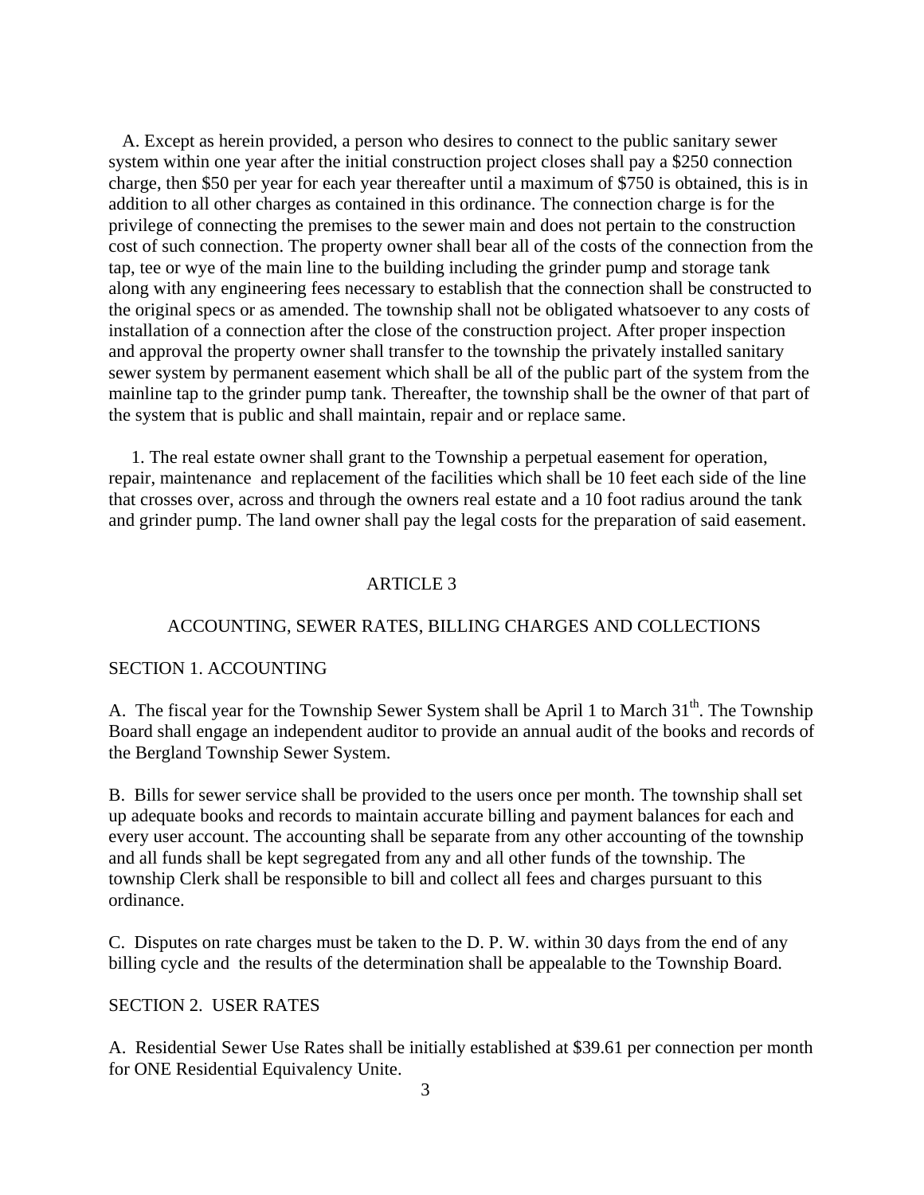A. Except as herein provided, a person who desires to connect to the public sanitary sewer system within one year after the initial construction project closes shall pay a $250 connection charge, then $50 per year for each year thereafter until a maximum of $750 is obtained, this is in addition to all other charges as contained in this ordinance. The connection charge is for the privilege of connecting the premises to the sewer main and does not pertain to the construction cost of such connection. The property owner shall bear all of the costs of the connection from the tap, tee or wye of the main line to the building including the grinder pump and storage tank along with any engineering fees necessary to establish that the connection shall be constructed to the original specs or as amended. The township shall not be obligated whatsoever to any costs of installation of a connection after the close of the construction project. After proper inspection and approval the property owner shall transfer to the township the privately installed sanitary sewer system by permanent easement which shall be all of the public part of the system from the mainline tap to the grinder pump tank. Thereafter, the township shall be the owner of that part of the system that is public and shall maintain, repair and or replace same.

1. The real estate owner shall grant to the Township a perpetual easement for operation, repair, maintenance and replacement of the facilities which shall be 10 feet each side of the line that crosses over, across and through the owners real estate and a 10 foot radius around the tank and grinder pump. The land owner shall pay the legal costs for the preparation of said easement.

## ARTICLE 3

## ACCOUNTING, SEWER RATES, BILLING CHARGES AND COLLECTIONS

### SECTION 1. ACCOUNTING

A. The fiscal year for the Township Sewer System shall be April 1 to March 31th. The Township Board shall engage an independent auditor to provide an annual audit of the books and records of the Bergland Township Sewer System.

B. Bills for sewer service shall be provided to the users once per month. The township shall set up adequate books and records to maintain accurate billing and payment balances for each and every user account. The accounting shall be separate from any other accounting of the township and all funds shall be kept segregated from any and all other funds of the township. The township Clerk shall be responsible to bill and collect all fees and charges pursuant to this ordinance.

C. Disputes on rate charges must be taken to the D. P. W. within 30 days from the end of any billing cycle and the results of the determination shall be appealable to the Township Board.

### SECTION 2. USER RATES

A. Residential Sewer Use Rates shall be initially established at $39.61 per connection per month for ONE Residential Equivalency Unite.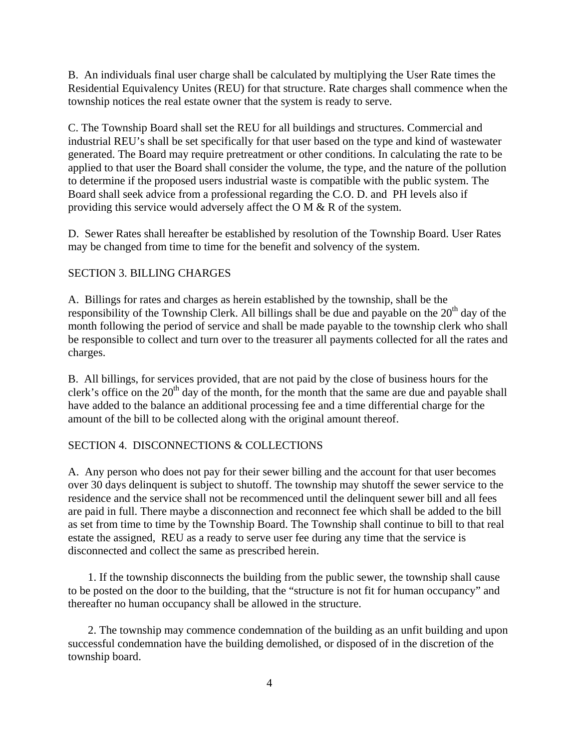B. An individuals final user charge shall be calculated by multiplying the User Rate times the Residential Equivalency Unites (REU) for that structure. Rate charges shall commence when the township notices the real estate owner that the system is ready to serve.

C. The Township Board shall set the REU for all buildings and structures. Commercial and industrial REU's shall be set specifically for that user based on the type and kind of wastewater generated. The Board may require pretreatment or other conditions. In calculating the rate to be applied to that user the Board shall consider the volume, the type, and the nature of the pollution to determine if the proposed users industrial waste is compatible with the public system. The Board shall seek advice from a professional regarding the C.O. D. and PH levels also if providing this service would adversely affect the O M & R of the system.

D. Sewer Rates shall hereafter be established by resolution of the Township Board. User Rates may be changed from time to time for the benefit and solvency of the system.

## SECTION 3. BILLING CHARGES

A. Billings for rates and charges as herein established by the township, shall be the responsibility of the Township Clerk. All billings shall be due and payable on the 20th day of the month following the period of service and shall be made payable to the township clerk who shall be responsible to collect and turn over to the treasurer all payments collected for all the rates and charges.

B. All billings, for services provided, that are not paid by the close of business hours for the clerk's office on the 20th day of the month, for the month that the same are due and payable shall have added to the balance an additional processing fee and a time differential charge for the amount of the bill to be collected along with the original amount thereof.

## SECTION 4. DISCONNECTIONS & COLLECTIONS

A. Any person who does not pay for their sewer billing and the account for that user becomes over 30 days delinquent is subject to shutoff. The township may shutoff the sewer service to the residence and the service shall not be recommenced until the delinquent sewer bill and all fees are paid in full. There maybe a disconnection and reconnect fee which shall be added to the bill as set from time to time by the Township Board. The Township shall continue to bill to that real estate the assigned, REU as a ready to serve user fee during any time that the service is disconnected and collect the same as prescribed herein.

1. If the township disconnects the building from the public sewer, the township shall cause to be posted on the door to the building, that the "structure is not fit for human occupancy" and thereafter no human occupancy shall be allowed in the structure.

2. The township may commence condemnation of the building as an unfit building and upon successful condemnation have the building demolished, or disposed of in the discretion of the township board.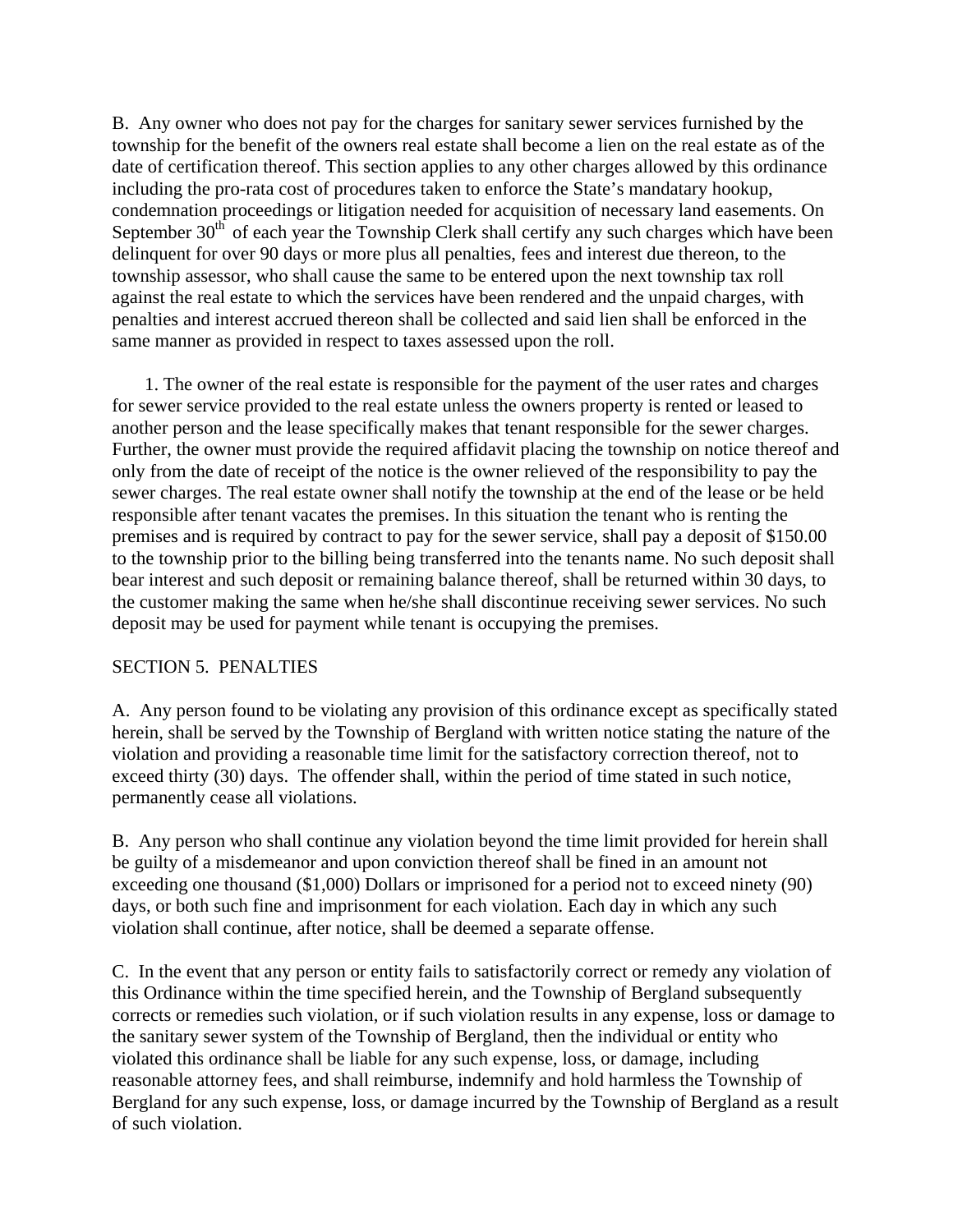B. Any owner who does not pay for the charges for sanitary sewer services furnished by the township for the benefit of the owners real estate shall become a lien on the real estate as of the date of certification thereof. This section applies to any other charges allowed by this ordinance including the pro-rata cost of procedures taken to enforce the State's mandatary hookup, condemnation proceedings or litigation needed for acquisition of necessary land easements. On September 30th of each year the Township Clerk shall certify any such charges which have been delinquent for over 90 days or more plus all penalties, fees and interest due thereon, to the township assessor, who shall cause the same to be entered upon the next township tax roll against the real estate to which the services have been rendered and the unpaid charges, with penalties and interest accrued thereon shall be collected and said lien shall be enforced in the same manner as provided in respect to taxes assessed upon the roll.

1. The owner of the real estate is responsible for the payment of the user rates and charges for sewer service provided to the real estate unless the owners property is rented or leased to another person and the lease specifically makes that tenant responsible for the sewer charges. Further, the owner must provide the required affidavit placing the township on notice thereof and only from the date of receipt of the notice is the owner relieved of the responsibility to pay the sewer charges. The real estate owner shall notify the township at the end of the lease or be held responsible after tenant vacates the premises. In this situation the tenant who is renting the premises and is required by contract to pay for the sewer service, shall pay a deposit of $150.00 to the township prior to the billing being transferred into the tenants name. No such deposit shall bear interest and such deposit or remaining balance thereof, shall be returned within 30 days, to the customer making the same when he/she shall discontinue receiving sewer services. No such deposit may be used for payment while tenant is occupying the premises.

SECTION 5. PENALTIES

A. Any person found to be violating any provision of this ordinance except as specifically stated herein, shall be served by the Township of Bergland with written notice stating the nature of the violation and providing a reasonable time limit for the satisfactory correction thereof, not to exceed thirty (30) days. The offender shall, within the period of time stated in such notice, permanently cease all violations.

B. Any person who shall continue any violation beyond the time limit provided for herein shall be guilty of a misdemeanor and upon conviction thereof shall be fined in an amount not exceeding one thousand ($1,000) Dollars or imprisoned for a period not to exceed ninety (90) days, or both such fine and imprisonment for each violation. Each day in which any such violation shall continue, after notice, shall be deemed a separate offense.

C. In the event that any person or entity fails to satisfactorily correct or remedy any violation of this Ordinance within the time specified herein, and the Township of Bergland subsequently corrects or remedies such violation, or if such violation results in any expense, loss or damage to the sanitary sewer system of the Township of Bergland, then the individual or entity who violated this ordinance shall be liable for any such expense, loss, or damage, including reasonable attorney fees, and shall reimburse, indemnify and hold harmless the Township of Bergland for any such expense, loss, or damage incurred by the Township of Bergland as a result of such violation.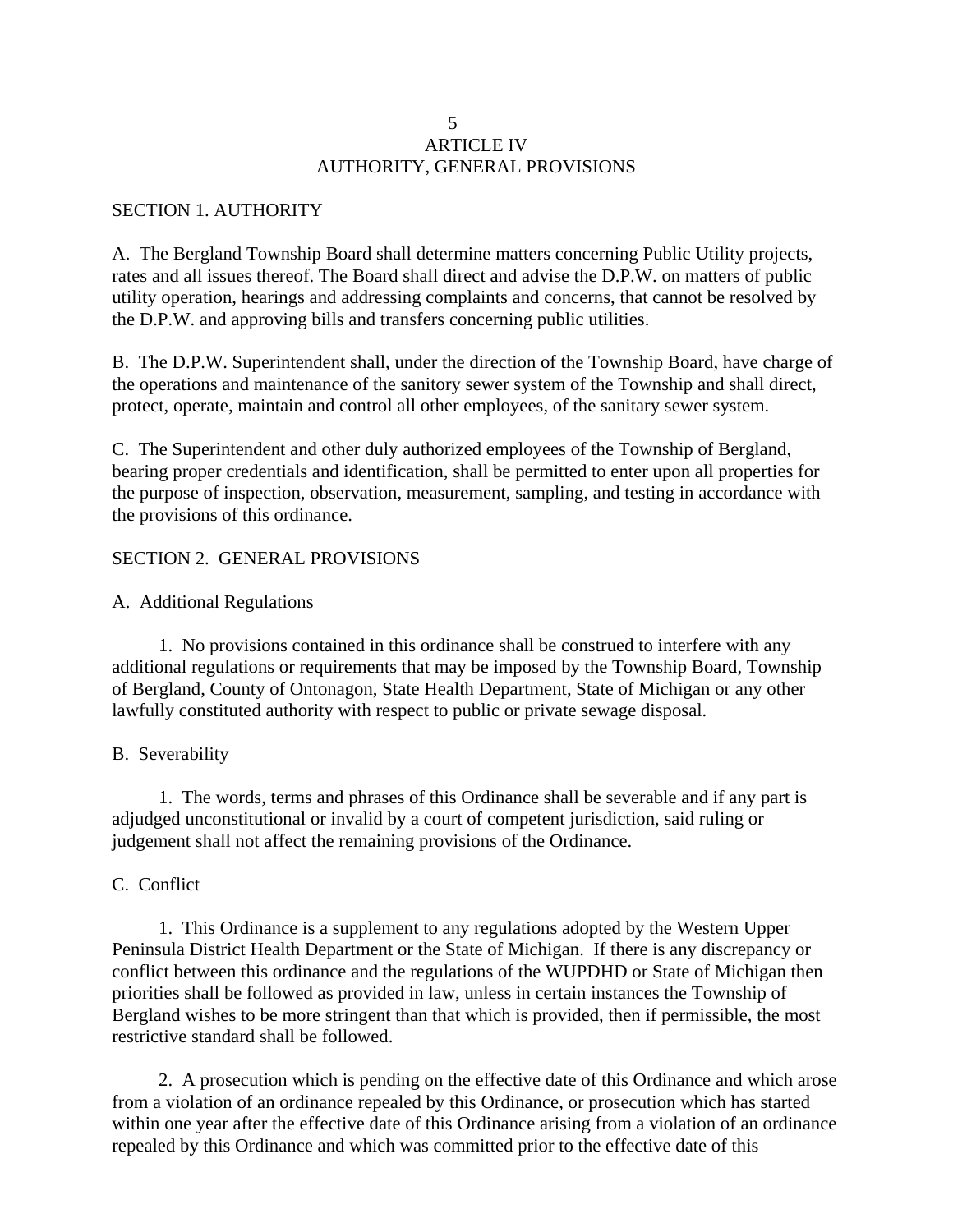## ARTICLE IV
## AUTHORITY, GENERAL PROVISIONS

### SECTION 1. AUTHORITY

A. The Bergland Township Board shall determine matters concerning Public Utility projects, rates and all issues thereof. The Board shall direct and advise the D.P.W. on matters of public utility operation, hearings and addressing complaints and concerns, that cannot be resolved by the D.P.W. and approving bills and transfers concerning public utilities.

B. The D.P.W. Superintendent shall, under the direction of the Township Board, have charge of the operations and maintenance of the sanitory sewer system of the Township and shall direct, protect, operate, maintain and control all other employees, of the sanitary sewer system.

C. The Superintendent and other duly authorized employees of the Township of Bergland, bearing proper credentials and identification, shall be permitted to enter upon all properties for the purpose of inspection, observation, measurement, sampling, and testing in accordance with the provisions of this ordinance.

### SECTION 2. GENERAL PROVISIONS

A. Additional Regulations

1. No provisions contained in this ordinance shall be construed to interfere with any additional regulations or requirements that may be imposed by the Township Board, Township of Bergland, County of Ontonagon, State Health Department, State of Michigan or any other lawfully constituted authority with respect to public or private sewage disposal.

B. Severability

1. The words, terms and phrases of this Ordinance shall be severable and if any part is adjudged unconstitutional or invalid by a court of competent jurisdiction, said ruling or judgement shall not affect the remaining provisions of the Ordinance.

C. Conflict

1. This Ordinance is a supplement to any regulations adopted by the Western Upper Peninsula District Health Department or the State of Michigan. If there is any discrepancy or conflict between this ordinance and the regulations of the WUPDHD or State of Michigan then priorities shall be followed as provided in law, unless in certain instances the Township of Bergland wishes to be more stringent than that which is provided, then if permissible, the most restrictive standard shall be followed.

2. A prosecution which is pending on the effective date of this Ordinance and which arose from a violation of an ordinance repealed by this Ordinance, or prosecution which has started within one year after the effective date of this Ordinance arising from a violation of an ordinance repealed by this Ordinance and which was committed prior to the effective date of this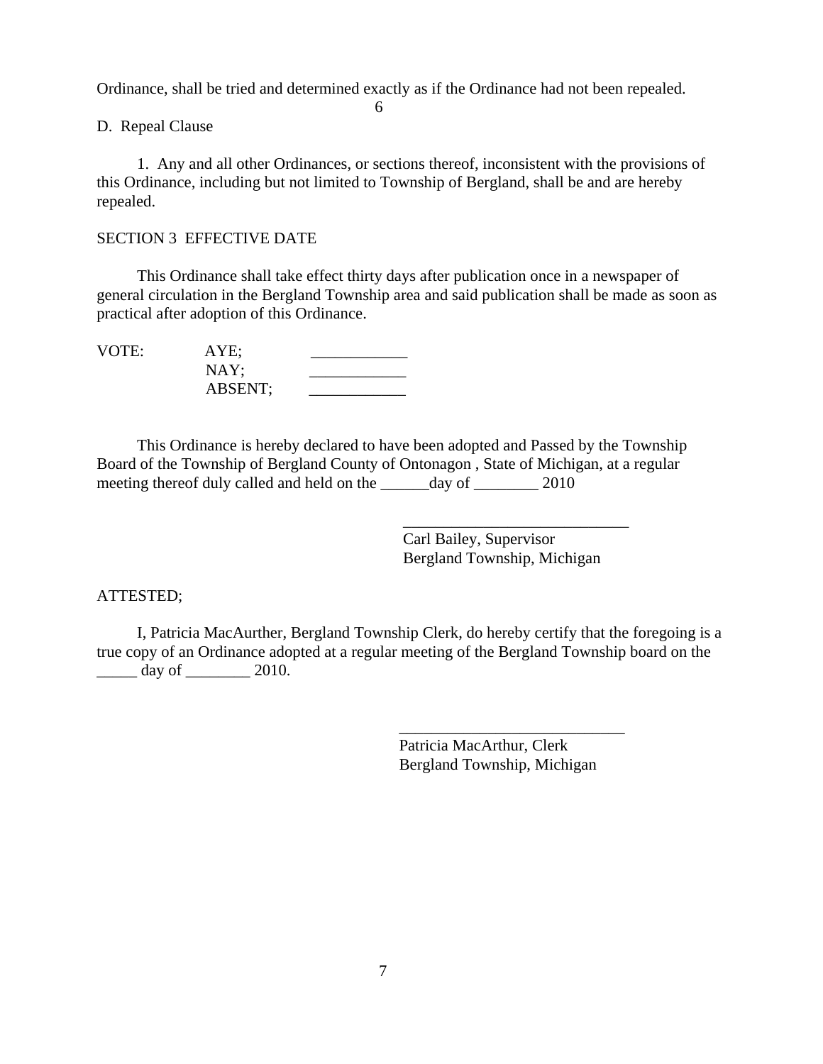Ordinance, shall be tried and determined exactly as if the Ordinance had not been repealed.

D. Repeal Clause

1. Any and all other Ordinances, or sections thereof, inconsistent with the provisions of this Ordinance, including but not limited to Township of Bergland, shall be and are hereby repealed.

SECTION 3 EFFECTIVE DATE

This Ordinance shall take effect thirty days after publication once in a newspaper of general circulation in the Bergland Township area and said publication shall be made as soon as practical after adoption of this Ordinance.

| | | |
|---|---|---|
| VOTE: | AYE; | ____________ |
| | NAY; | ____________ |
| | ABSENT; | ____________ |

This Ordinance is hereby declared to have been adopted and Passed by the Township Board of the Township of Bergland County of Ontonagon , State of Michigan, at a regular meeting thereof duly called and held on the ______day of ________ 2010

_____________________________
Carl Bailey, Supervisor
Bergland Township, Michigan

ATTESTED;

I, Patricia MacAurther, Bergland Township Clerk, do hereby certify that the foregoing is a true copy of an Ordinance adopted at a regular meeting of the Bergland Township board on the _____ day of ________ 2010.

_____________________________
Patricia MacArthur, Clerk
Bergland Township, Michigan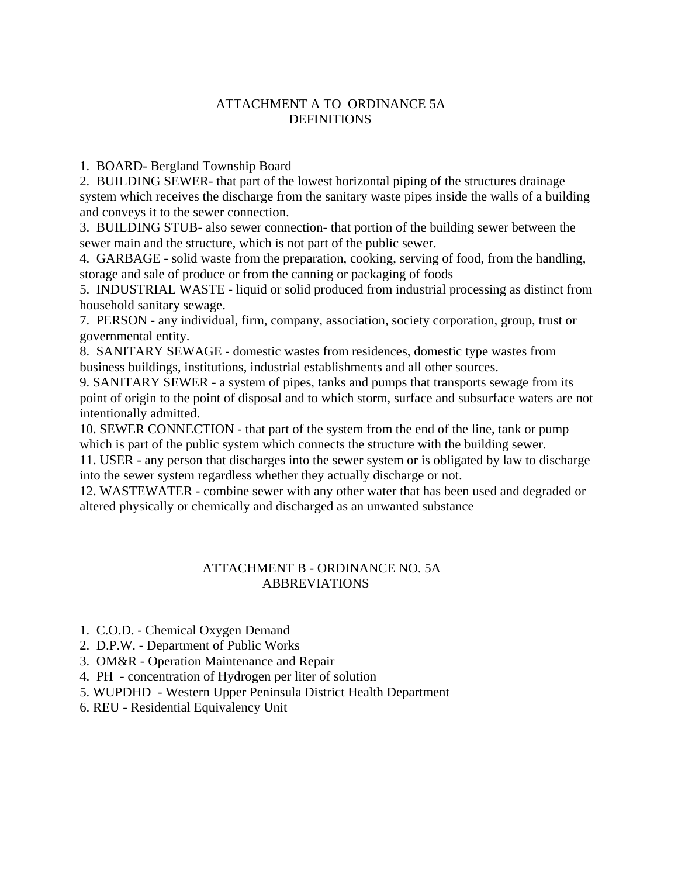# ATTACHMENT A TO ORDINANCE 5A
## DEFINITIONS

1. BOARD- Bergland Township Board
2. BUILDING SEWER- that part of the lowest horizontal piping of the structures drainage system which receives the discharge from the sanitary waste pipes inside the walls of a building and conveys it to the sewer connection.
3. BUILDING STUB- also sewer connection- that portion of the building sewer between the sewer main and the structure, which is not part of the public sewer.
4. GARBAGE - solid waste from the preparation, cooking, serving of food, from the handling, storage and sale of produce or from the canning or packaging of foods
5. INDUSTRIAL WASTE - liquid or solid produced from industrial processing as distinct from household sanitary sewage.
7. PERSON - any individual, firm, company, association, society corporation, group, trust or governmental entity.
8. SANITARY SEWAGE - domestic wastes from residences, domestic type wastes from business buildings, institutions, industrial establishments and all other sources.
9. SANITARY SEWER - a system of pipes, tanks and pumps that transports sewage from its point of origin to the point of disposal and to which storm, surface and subsurface waters are not intentionally admitted.
10. SEWER CONNECTION - that part of the system from the end of the line, tank or pump which is part of the public system which connects the structure with the building sewer.
11. USER - any person that discharges into the sewer system or is obligated by law to discharge into the sewer system regardless whether they actually discharge or not.
12. WASTEWATER - combine sewer with any other water that has been used and degraded or altered physically or chemically and discharged as an unwanted substance

# ATTACHMENT B - ORDINANCE NO. 5A
## ABBREVIATIONS

1. C.O.D. - Chemical Oxygen Demand
2. D.P.W. - Department of Public Works
3. OM&R - Operation Maintenance and Repair
4. PH - concentration of Hydrogen per liter of solution
5. WUPDHD - Western Upper Peninsula District Health Department
6. REU - Residential Equivalency Unit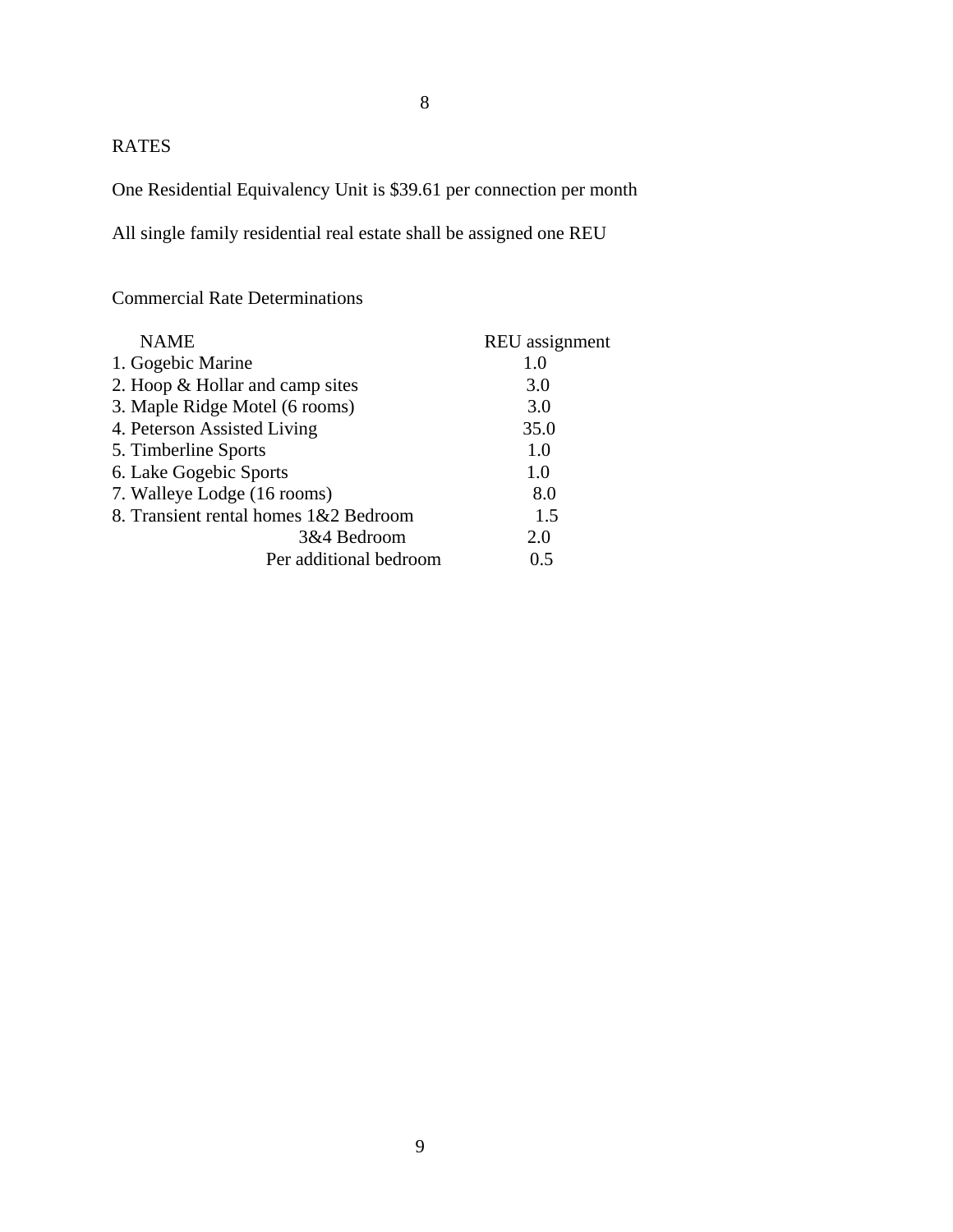## RATES

One Residential Equivalency Unit is $39.61 per connection per month

All single family residential real estate shall be assigned one REU

### Commercial Rate Determinations

| NAME | REU assignment |
| --- | --- |
| 1. Gogebic Marine | 1.0 |
| 2. Hoop & Hollar and camp sites | 3.0 |
| 3. Maple Ridge Motel (6 rooms) | 3.0 |
| 4. Peterson Assisted Living | 35.0 |
| 5. Timberline Sports | 1.0 |
| 6. Lake Gogebic Sports | 1.0 |
| 7. Walleye Lodge (16 rooms) | 8.0 |
| 8. Transient rental homes 1&2 Bedroom | 1.5 |
| 3&4 Bedroom | 2.0 |
| Per additional bedroom | 0.5 |